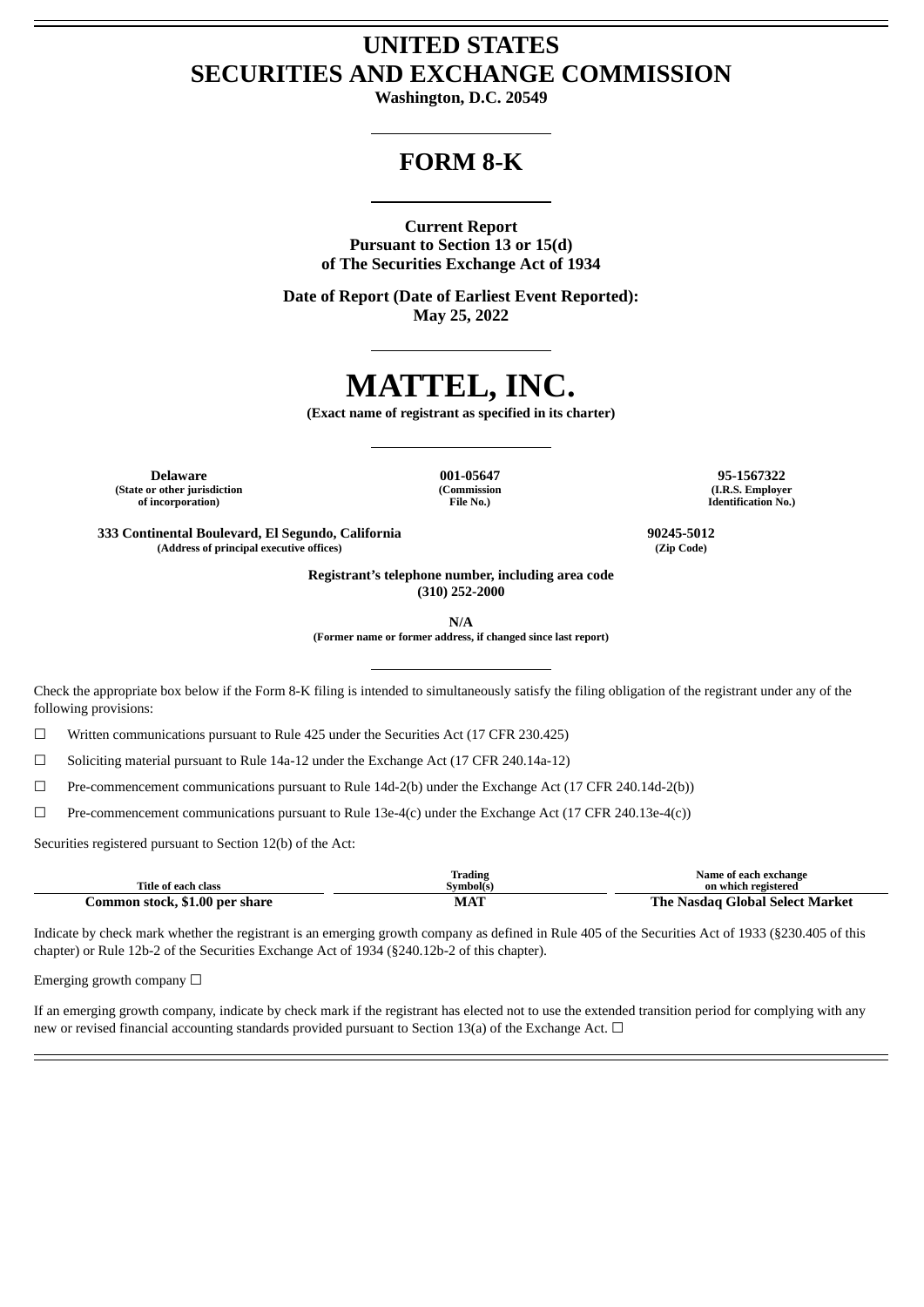# UNITED STATES
# SECURITIES AND EXCHANGE COMMISSION

**Washington, D.C. 20549**

## FORM 8-K

**Current Report**
**Pursuant to Section 13 or 15(d)**
**of The Securities Exchange Act of 1934**

**Date of Report (Date of Earliest Event Reported):**
**May 25, 2022**

# MATTEL, INC.

**(Exact name of registrant as specified in its charter)**

| **Delaware** | **001-05647** | **95-1567322** |
|---|---|---|
| (State or other jurisdiction of incorporation) | (Commission File No.) | (I.R.S. Employer Identification No.) |

| **333 Continental Boulevard, El Segundo, California** | **90245-5012** |
|---|---|
| (Address of principal executive offices) | (Zip Code) |

**Registrant's telephone number, including area code**
**(310) 252-2000**

**N/A**
**(Former name or former address, if changed since last report)**

Check the appropriate box below if the Form 8-K filing is intended to simultaneously satisfy the filing obligation of the registrant under any of the following provisions:

☐ Written communications pursuant to Rule 425 under the Securities Act (17 CFR 230.425)

☐ Soliciting material pursuant to Rule 14a-12 under the Exchange Act (17 CFR 240.14a-12)

☐ Pre-commencement communications pursuant to Rule 14d-2(b) under the Exchange Act (17 CFR 240.14d-2(b))

☐ Pre-commencement communications pursuant to Rule 13e-4(c) under the Exchange Act (17 CFR 240.13e-4(c))

Securities registered pursuant to Section 12(b) of the Act:

| Title of each class | Trading Symbol(s) | Name of each exchange on which registered |
|---|---|---|
| **Common stock, $1.00 per share** | **MAT** | **The Nasdaq Global Select Market** |

Indicate by check mark whether the registrant is an emerging growth company as defined in Rule 405 of the Securities Act of 1933 (§230.405 of this chapter) or Rule 12b-2 of the Securities Exchange Act of 1934 (§240.12b-2 of this chapter).

Emerging growth company ☐

If an emerging growth company, indicate by check mark if the registrant has elected not to use the extended transition period for complying with any new or revised financial accounting standards provided pursuant to Section 13(a) of the Exchange Act. ☐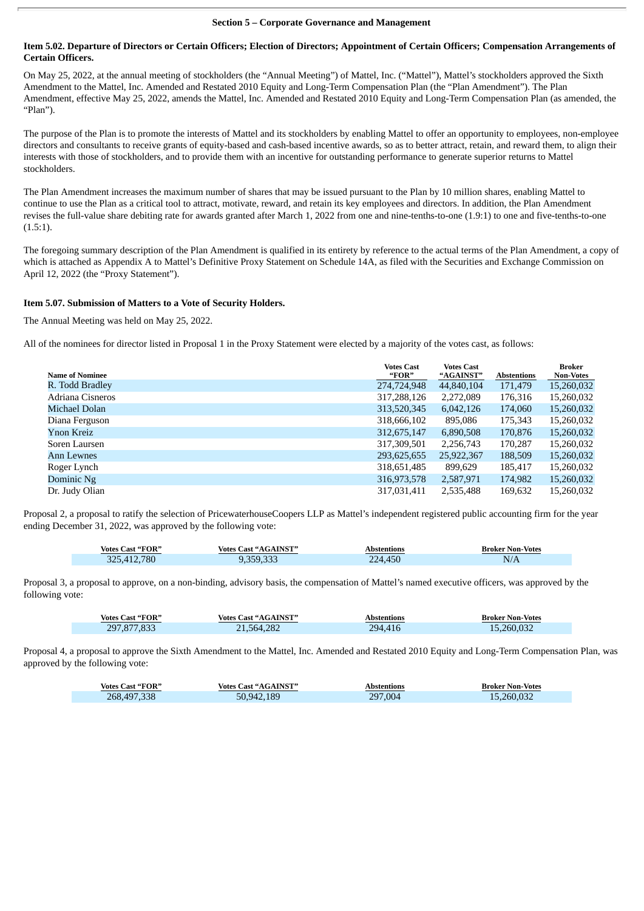### Section 5 – Corporate Governance and Management

**Item 5.02. Departure of Directors or Certain Officers; Election of Directors; Appointment of Certain Officers; Compensation Arrangements of Certain Officers.**

On May 25, 2022, at the annual meeting of stockholders (the “Annual Meeting”) of Mattel, Inc. (“Mattel”), Mattel’s stockholders approved the Sixth Amendment to the Mattel, Inc. Amended and Restated 2010 Equity and Long-Term Compensation Plan (the “Plan Amendment”). The Plan Amendment, effective May 25, 2022, amends the Mattel, Inc. Amended and Restated 2010 Equity and Long-Term Compensation Plan (as amended, the “Plan”).

The purpose of the Plan is to promote the interests of Mattel and its stockholders by enabling Mattel to offer an opportunity to employees, non-employee directors and consultants to receive grants of equity-based and cash-based incentive awards, so as to better attract, retain, and reward them, to align their interests with those of stockholders, and to provide them with an incentive for outstanding performance to generate superior returns to Mattel stockholders.

The Plan Amendment increases the maximum number of shares that may be issued pursuant to the Plan by 10 million shares, enabling Mattel to continue to use the Plan as a critical tool to attract, motivate, reward, and retain its key employees and directors. In addition, the Plan Amendment revises the full-value share debiting rate for awards granted after March 1, 2022 from one and nine-tenths-to-one (1.9:1) to one and five-tenths-to-one (1.5:1).

The foregoing summary description of the Plan Amendment is qualified in its entirety by reference to the actual terms of the Plan Amendment, a copy of which is attached as Appendix A to Mattel’s Definitive Proxy Statement on Schedule 14A, as filed with the Securities and Exchange Commission on April 12, 2022 (the “Proxy Statement”).

**Item 5.07. Submission of Matters to a Vote of Security Holders.**

The Annual Meeting was held on May 25, 2022.

All of the nominees for director listed in Proposal 1 in the Proxy Statement were elected by a majority of the votes cast, as follows:

| Name of Nominee | Votes Cast “FOR” | Votes Cast “AGAINST” | Abstentions | Broker Non-Votes |
|---|---|---|---|---|
| R. Todd Bradley | 274,724,948 | 44,840,104 | 171,479 | 15,260,032 |
| Adriana Cisneros | 317,288,126 | 2,272,089 | 176,316 | 15,260,032 |
| Michael Dolan | 313,520,345 | 6,042,126 | 174,060 | 15,260,032 |
| Diana Ferguson | 318,666,102 | 895,086 | 175,343 | 15,260,032 |
| Ynon Kreiz | 312,675,147 | 6,890,508 | 170,876 | 15,260,032 |
| Soren Laursen | 317,309,501 | 2,256,743 | 170,287 | 15,260,032 |
| Ann Lewnes | 293,625,655 | 25,922,367 | 188,509 | 15,260,032 |
| Roger Lynch | 318,651,485 | 899,629 | 185,417 | 15,260,032 |
| Dominic Ng | 316,973,578 | 2,587,971 | 174,982 | 15,260,032 |
| Dr. Judy Olian | 317,031,411 | 2,535,488 | 169,632 | 15,260,032 |

Proposal 2, a proposal to ratify the selection of PricewaterhouseCoopers LLP as Mattel’s independent registered public accounting firm for the year ending December 31, 2022, was approved by the following vote:

| Votes Cast “FOR” | Votes Cast “AGAINST” | Abstentions | Broker Non-Votes |
|---|---|---|---|
| 325,412,780 | 9,359,333 | 224,450 | N/A |

Proposal 3, a proposal to approve, on a non-binding, advisory basis, the compensation of Mattel’s named executive officers, was approved by the following vote:

| Votes Cast “FOR” | Votes Cast “AGAINST” | Abstentions | Broker Non-Votes |
|---|---|---|---|
| 297,877,833 | 21,564,282 | 294,416 | 15,260,032 |

Proposal 4, a proposal to approve the Sixth Amendment to the Mattel, Inc. Amended and Restated 2010 Equity and Long-Term Compensation Plan, was approved by the following vote:

| Votes Cast “FOR” | Votes Cast “AGAINST” | Abstentions | Broker Non-Votes |
|---|---|---|---|
| 268,497,338 | 50,942,189 | 297,004 | 15,260,032 |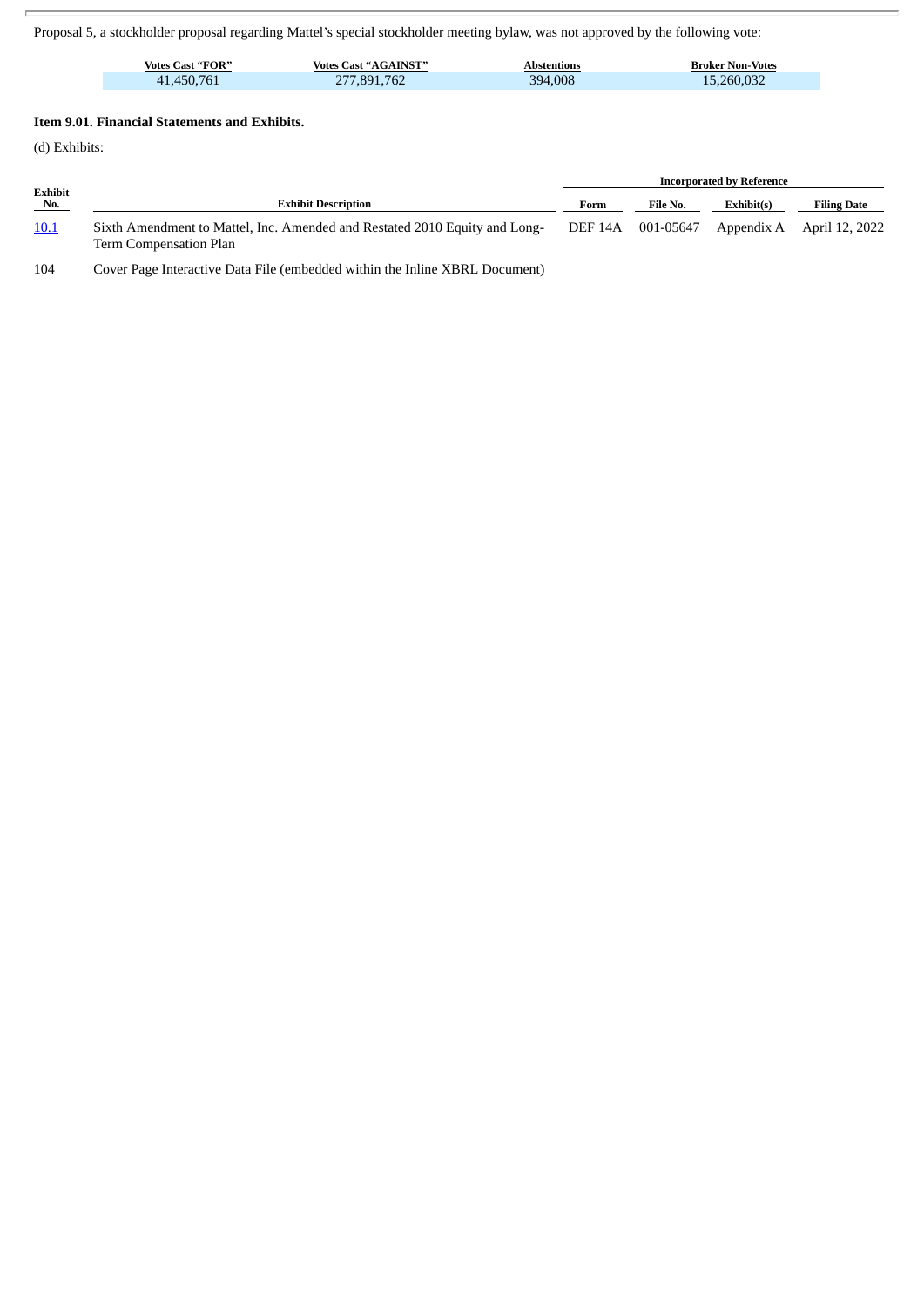Proposal 5, a stockholder proposal regarding Mattel's special stockholder meeting bylaw, was not approved by the following vote:

| Votes Cast "FOR" | Votes Cast "AGAINST" | Abstentions | Broker Non-Votes |
|---|---|---|---|
| 41,450,761 | 277,891,762 | 394,008 | 15,260,032 |

**Item 9.01. Financial Statements and Exhibits.**

(d) Exhibits:

| Exhibit No. | Exhibit Description | Incorporated by Reference | | | |
|---|---|---|---|---|---|
| | | Form | File No. | Exhibit(s) | Filing Date |
| 10.1 | Sixth Amendment to Mattel, Inc. Amended and Restated 2010 Equity and Long-Term Compensation Plan | DEF 14A | 001-05647 | Appendix A | April 12, 2022 |
| 104 | Cover Page Interactive Data File (embedded within the Inline XBRL Document) | | | | |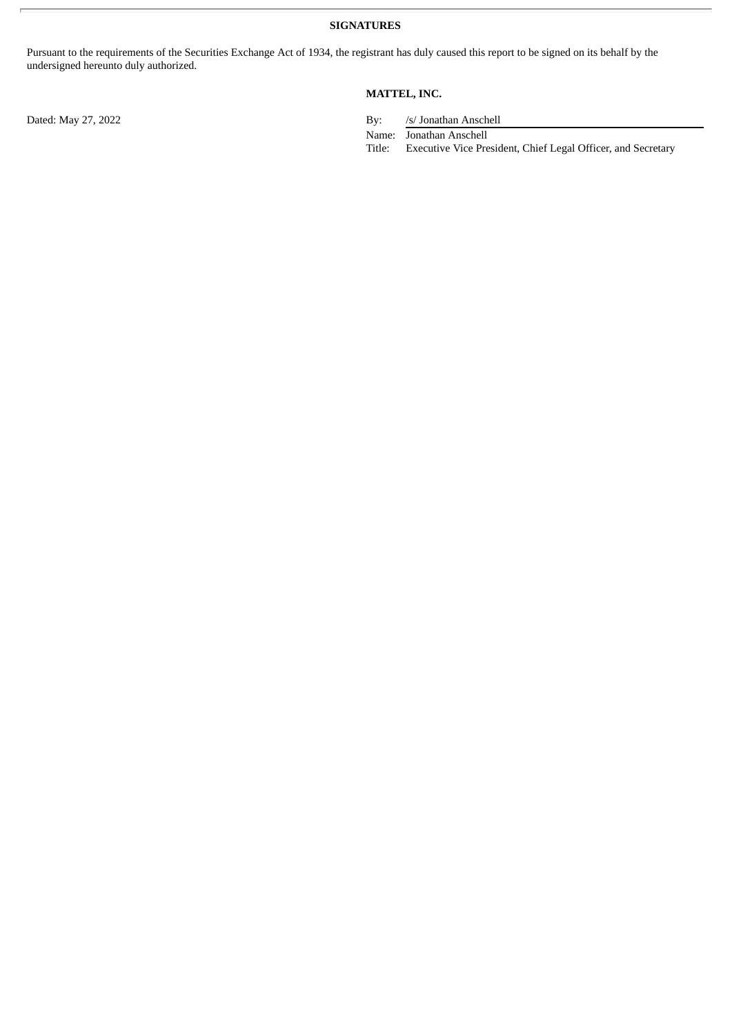**SIGNATURES**

Pursuant to the requirements of the Securities Exchange Act of 1934, the registrant has duly caused this report to be signed on its behalf by the undersigned hereunto duly authorized.

**MATTEL, INC.**

Dated: May 27, 2022

By: /s/ Jonathan Anschell
Name: Jonathan Anschell
Title: Executive Vice President, Chief Legal Officer, and Secretary